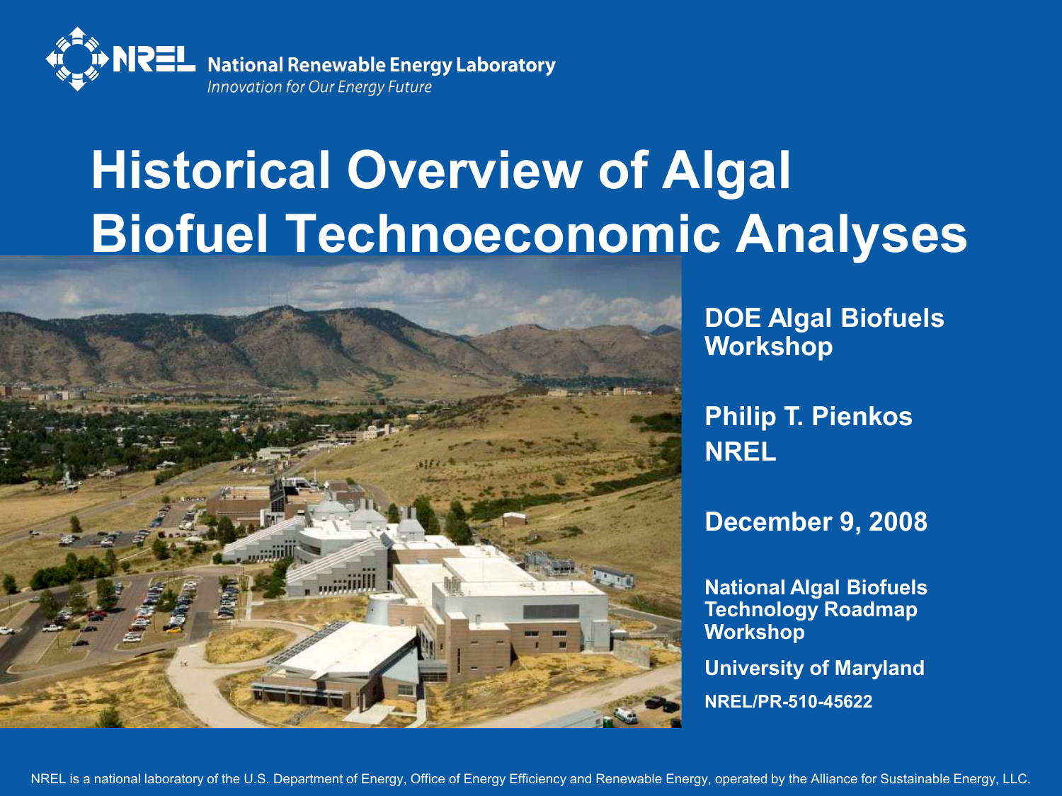National Renewable Energy Laboratory

*Innovation for Our Energy Future*

# Historical Overview of Algal Biofuel Technoeconomic Analyses

**DOE Algal Biofuels Workshop**

**Philip T. Pienkos**
**NREL**

**December 9, 2008**

**National Algal Biofuels Technology Roadmap Workshop**

**University of Maryland**

**NREL/PR-510-45622**

NREL is a national laboratory of the U.S. Department of Energy, Office of Energy Efficiency and Renewable Energy, operated by the Alliance for Sustainable Energy, LLC.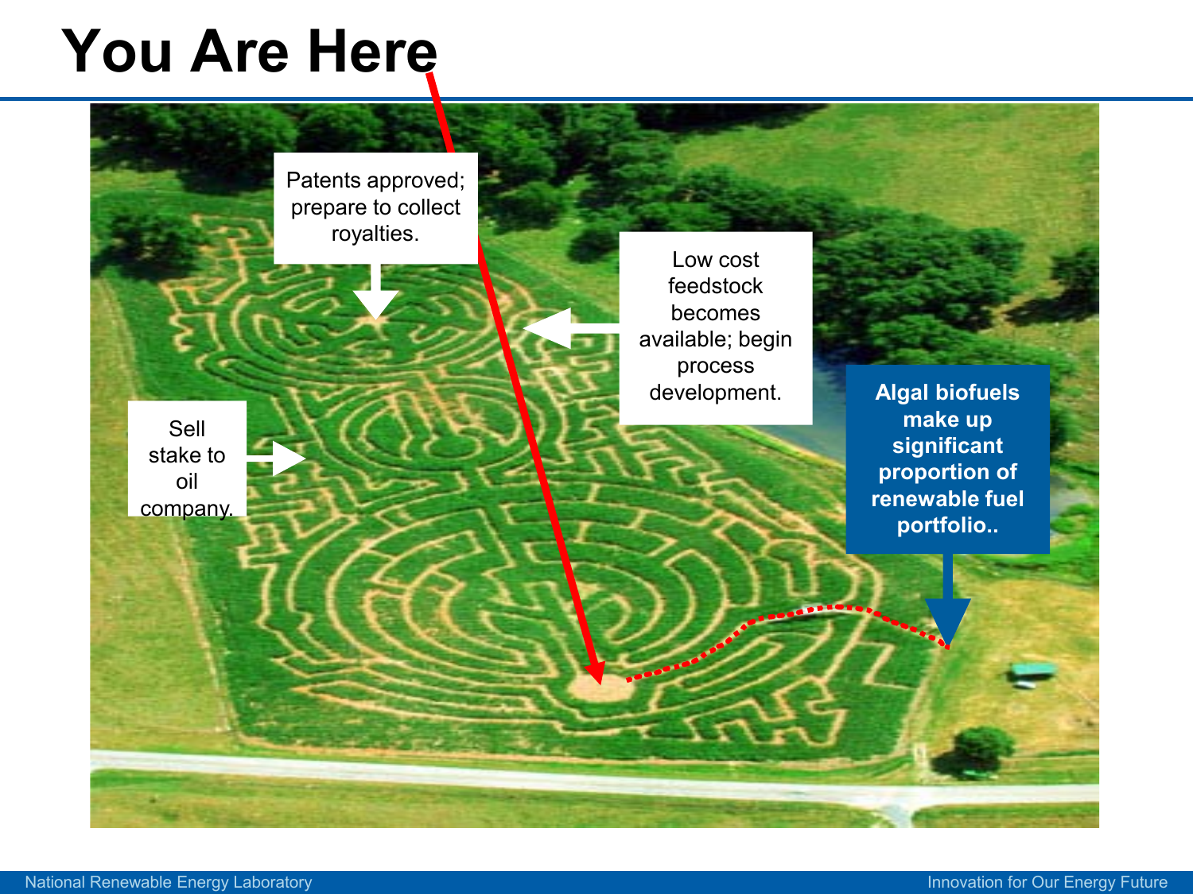# You Are Here

Patents approved; prepare to collect royalties.

Low cost feedstock becomes available; begin process development.

Sell stake to oil company.

**Algal biofuels make up significant proportion of renewable fuel portfolio..**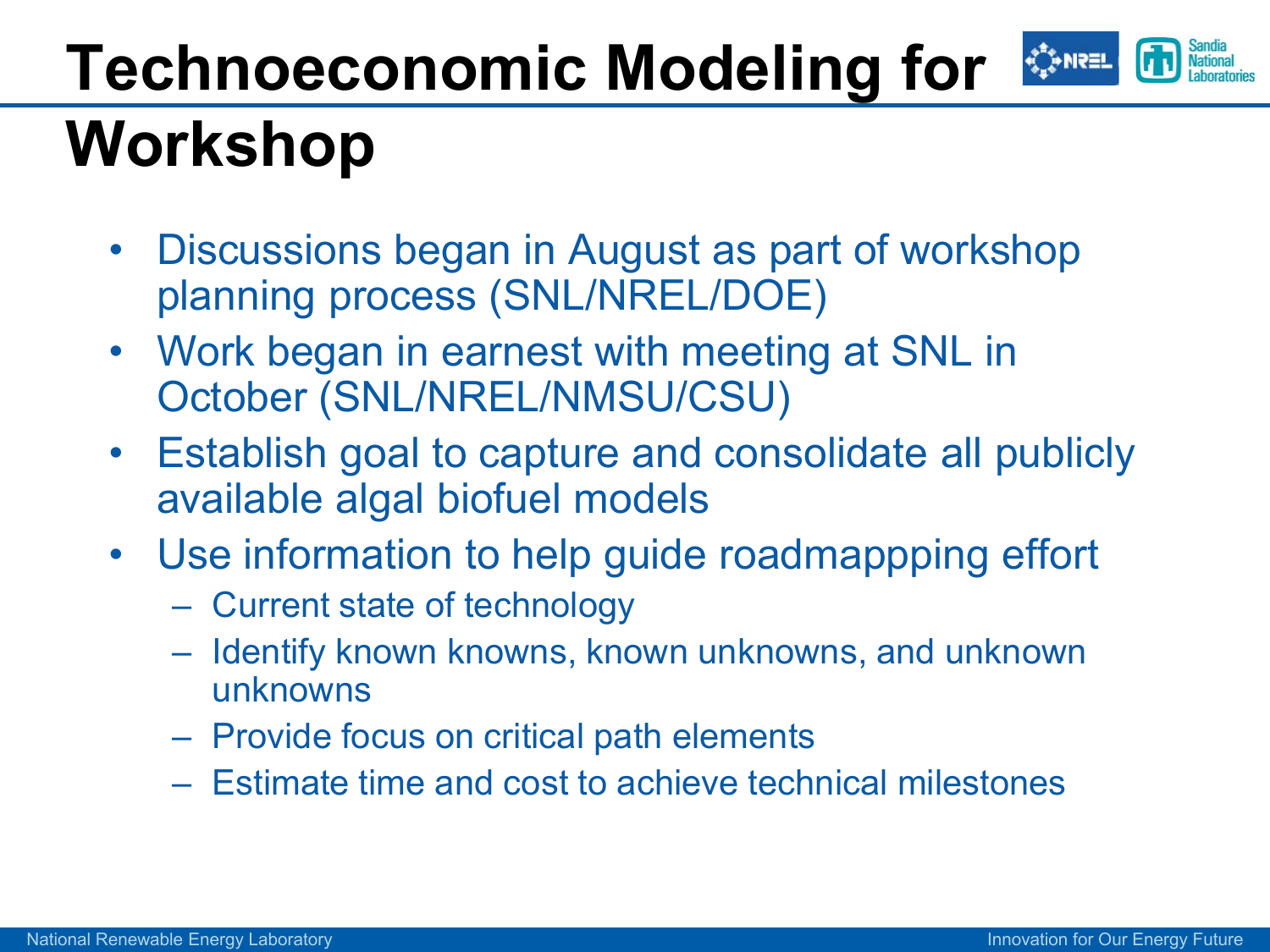# Technoeconomic Modeling for Workshop

- Discussions began in August as part of workshop planning process (SNL/NREL/DOE)
- Work began in earnest with meeting at SNL in October (SNL/NREL/NMSU/CSU)
- Establish goal to capture and consolidate all publicly available algal biofuel models
- Use information to help guide roadmappping effort
  - Current state of technology
  - Identify known knowns, known unknowns, and unknown unknowns
  - Provide focus on critical path elements
  - Estimate time and cost to achieve technical milestones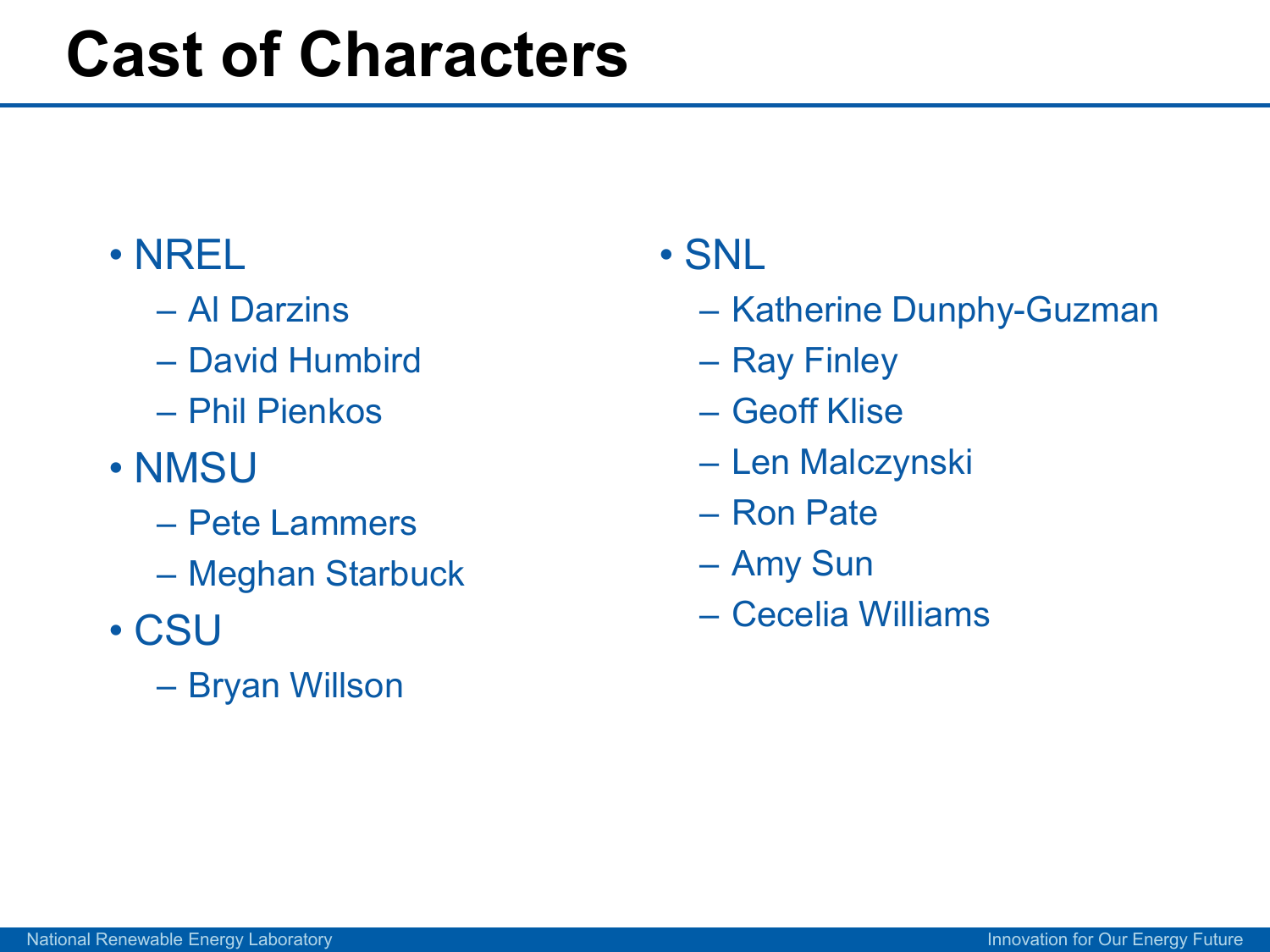# Cast of Characters

- NREL
  - Al Darzins
  - David Humbird
  - Phil Pienkos
- NMSU
  - Pete Lammers
  - Meghan Starbuck
- CSU
  - Bryan Willson
- SNL
  - Katherine Dunphy-Guzman
  - Ray Finley
  - Geoff Klise
  - Len Malczynski
  - Ron Pate
  - Amy Sun
  - Cecelia Williams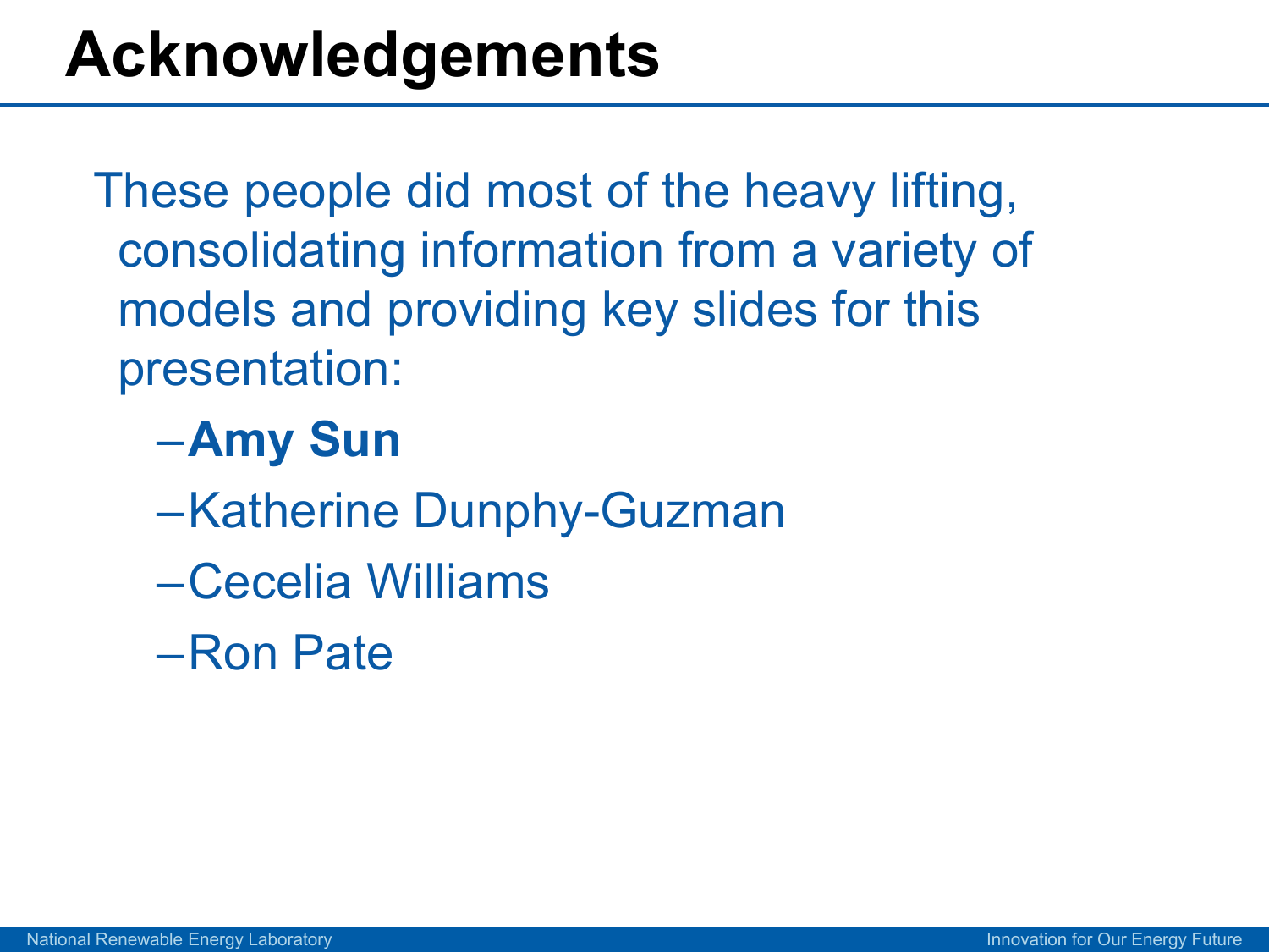# Acknowledgements

These people did most of the heavy lifting, consolidating information from a variety of models and providing key slides for this presentation:

- **Amy Sun**
- Katherine Dunphy-Guzman
- Cecelia Williams
- Ron Pate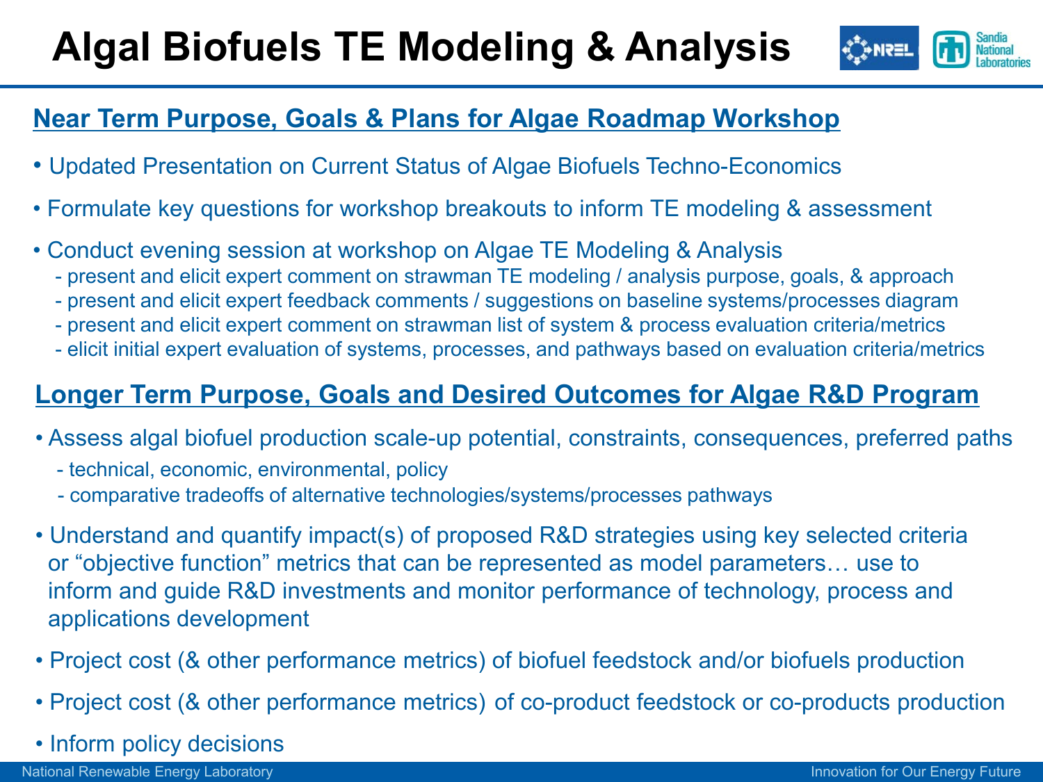# Algal Biofuels TE Modeling & Analysis

## Near Term Purpose, Goals & Plans for Algae Roadmap Workshop

- Updated Presentation on Current Status of Algae Biofuels Techno-Economics
- Formulate key questions for workshop breakouts to inform TE modeling & assessment
- Conduct evening session at workshop on Algae TE Modeling & Analysis
  - present and elicit expert comment on strawman TE modeling / analysis purpose, goals, & approach
  - present and elicit expert feedback comments / suggestions on baseline systems/processes diagram
  - present and elicit expert comment on strawman list of system & process evaluation criteria/metrics
  - elicit initial expert evaluation of systems, processes, and pathways based on evaluation criteria/metrics

## Longer Term Purpose, Goals and Desired Outcomes for Algae R&D Program

- Assess algal biofuel production scale-up potential, constraints, consequences, preferred paths
  - technical, economic, environmental, policy
  - comparative tradeoffs of alternative technologies/systems/processes pathways
- Understand and quantify impact(s) of proposed R&D strategies using key selected criteria or "objective function" metrics that can be represented as model parameters… use to inform and guide R&D investments and monitor performance of technology, process and applications development
- Project cost (& other performance metrics) of biofuel feedstock and/or biofuels production
- Project cost (& other performance metrics) of co-product feedstock or co-products production
- Inform policy decisions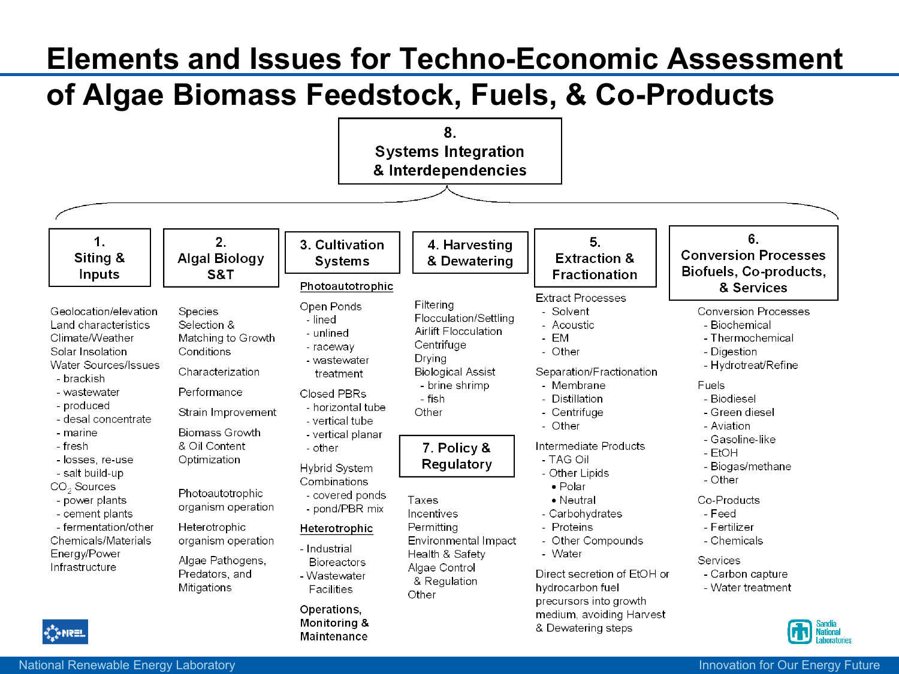# Elements and Issues for Techno-Economic Assessment of Algae Biomass Feedstock, Fuels, & Co-Products

## 8. Systems Integration & Interdependencies

### 1. Siting & Inputs

- Geolocation/elevation
- Land characteristics
- Climate/Weather
- Solar Insolation
- Water Sources/Issues
  - brackish
  - wastewater
  - produced
  - desal concentrate
  - marine
  - fresh
  - losses, re-use
  - salt build-up
- $CO_2$ Sources
  - power plants
  - cement plants
  - fermentation/other
- Chemicals/Materials
- Energy/Power
- Infrastructure

### 2. Algal Biology S&T

- Species Selection & Matching to Growth Conditions
- Characterization
- Performance
- Strain Improvement
- Biomass Growth & Oil Content Optimization
- Photoautotrophic organism operation
- Heterotrophic organism operation
- Algae Pathogens, Predators, and Mitigations

### 3. Cultivation Systems

**Photoautotrophic**

- Open Ponds
  - lined
  - unlined
  - raceway
  - wastewater treatment
- Closed PBRs
  - horizontal tube
  - vertical tube
  - vertical planar
  - other
- Hybrid System Combinations
  - covered ponds
  - pond/PBR mix

**Heterotrophic**

- Industrial Bioreactors
- Wastewater Facilities

**Operations, Monitoring & Maintenance**

### 4. Harvesting & Dewatering

- Filtering
- Flocculation/Settling
- Airlift Flocculation
- Centrifuge
- Drying
- Biological Assist
  - brine shrimp
  - fish
- Other

### 7. Policy & Regulatory

- Taxes
- Incentives
- Permitting
- Environmental Impact
- Health & Safety
- Algae Control & Regulation
- Other

### 5. Extraction & Fractionation

- Extract Processes
  - Solvent
  - Acoustic
  - EM
  - Other
- Separation/Fractionation
  - Membrane
  - Distillation
  - Centrifuge
  - Other
- Intermediate Products
  - TAG Oil
  - Other Lipids
    - Polar
    - Neutral
  - Carbohydrates
  - Proteins
  - Other Compounds
  - Water
- Direct secretion of EtOH or hydrocarbon fuel precursors into growth medium, avoiding Harvest & Dewatering steps

### 6. Conversion Processes Biofuels, Co-products, & Services

- Conversion Processes
  - Biochemical
  - Thermochemical
  - Digestion
  - Hydrotreat/Refine
- Fuels
  - Biodiesel
  - Green diesel
  - Aviation
  - Gasoline-like
  - EtOH
  - Biogas/methane
  - Other
- Co-Products
  - Feed
  - Fertilizer
  - Chemicals
- Services
  - Carbon capture
  - Water treatment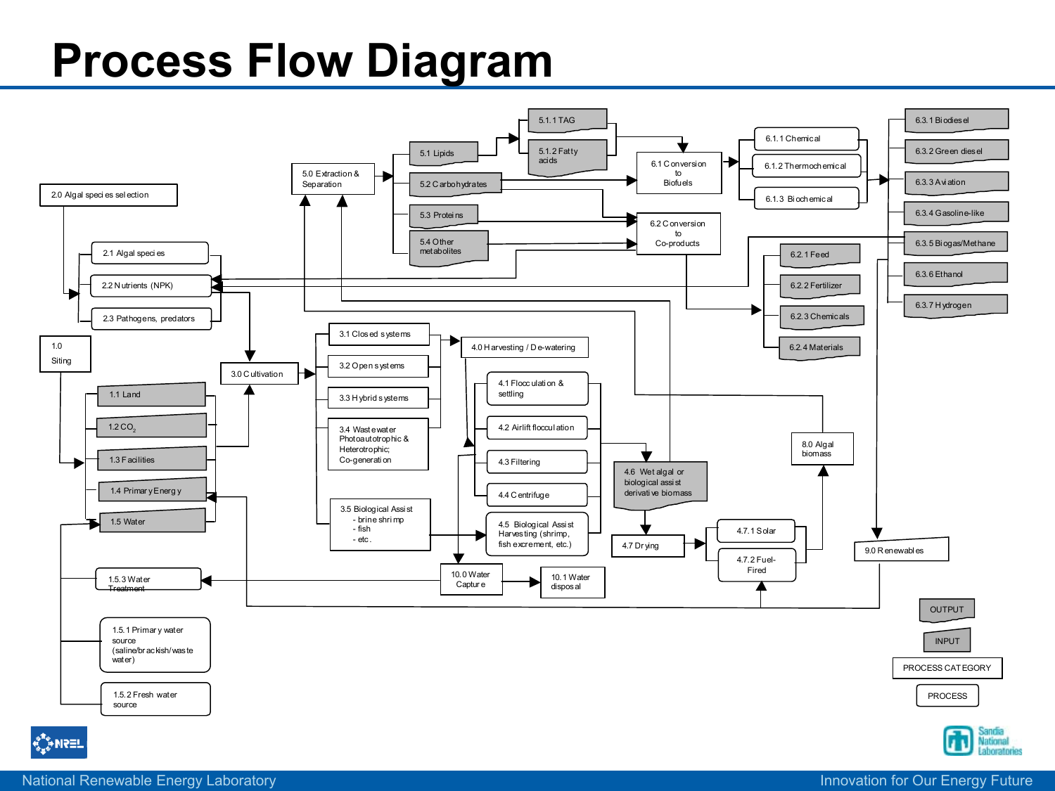# Process Flow Diagram

1.0 Siting

- 1.1 Land
- 1.2 $CO_2$
- 1.3 Facilities
- 1.4 Primary Energy
- 1.5 Water
  - 1.5.1 Primary water source (saline/brackish/waste water)
  - 1.5.2 Fresh water source
  - 1.5.3 Water Treatment

2.0 Algal species selection

- 2.1 Algal species
- 2.2 Nutrients (NPK)
- 2.3 Pathogens, predators

3.0 Cultivation

- 3.1 Closed systems
- 3.2 Open systems
- 3.3 Hybrid systems
- 3.4 Wastewater Photoautotrophic & Heterotrophic; Co-generation
- 3.5 Biological Assist
  - brine shrimp
  - fish
  - etc.

4.0 Harvesting / De-watering

- 4.1 Flocculation & settling
- 4.2 Airlift flocculation
- 4.3 Filtering
- 4.4 Centrifuge
- 4.5 Biological Assist Harvesting (shrimp, fish excrement, etc.)
- 4.6 Wet algal or biological assist derivative biomass
- 4.7 Drying
  - 4.7.1 Solar
  - 4.7.2 Fuel-Fired

5.0 Extraction & Separation

- 5.1 Lipids
  - 5.1.1 TAG
  - 5.1.2 Fatty acids
- 5.2 Carbohydrates
- 5.3 Proteins
- 5.4 Other metabolites

6.1 Conversion to Biofuels

- 6.1.1 Chemical
- 6.1.2 Thermochemical
- 6.1.3 Biochemical

6.2 Conversion to Co-products

- 6.2.1 Feed
- 6.2.2 Fertilizer
- 6.2.3 Chemicals
- 6.2.4 Materials

- 6.3.1 Biodiesel
- 6.3.2 Green diesel
- 6.3.3 Aviation
- 6.3.4 Gasoline-like
- 6.3.5 Biogas/Methane
- 6.3.6 Ethanol
- 6.3.7 Hydrogen

8.0 Algal biomass

9.0 Renewables

10.0 Water Capture

10.1 Water disposal

Legend: OUTPUT, INPUT, PROCESS CATEGORY, PROCESS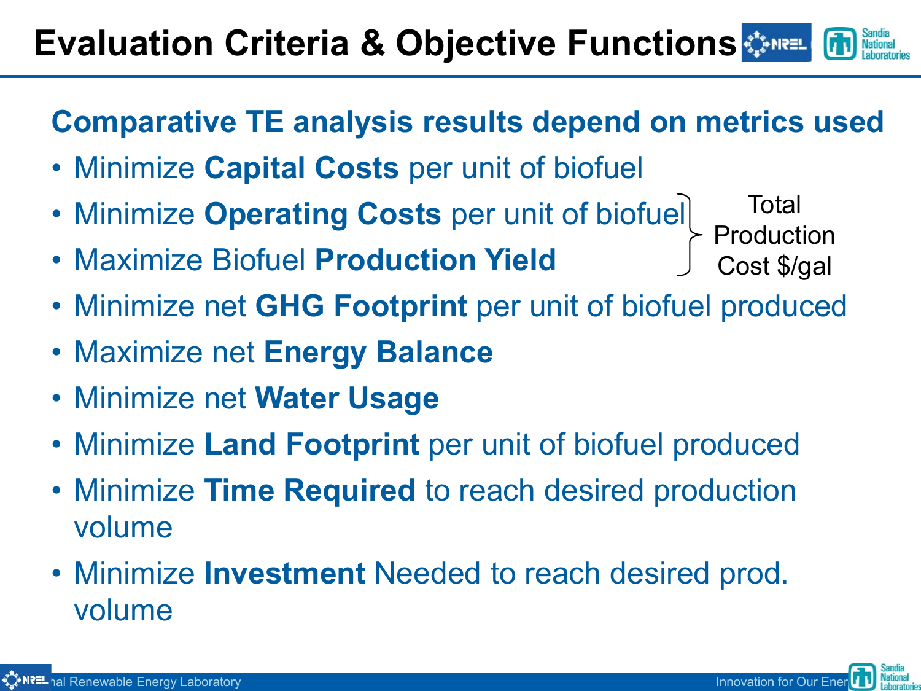# Evaluation Criteria & Objective Functions

## Comparative TE analysis results depend on metrics used

- Minimize **Capital Costs** per unit of biofuel
- Minimize **Operating Costs** per unit of biofuel
- Maximize Biofuel **Production Yield**

(Operating Costs and Production Yield together: Total Production Cost $/gal)

- Minimize net **GHG Footprint** per unit of biofuel produced
- Maximize net **Energy Balance**
- Minimize net **Water Usage**
- Minimize **Land Footprint** per unit of biofuel produced
- Minimize **Time Required** to reach desired production volume
- Minimize **Investment** Needed to reach desired prod. volume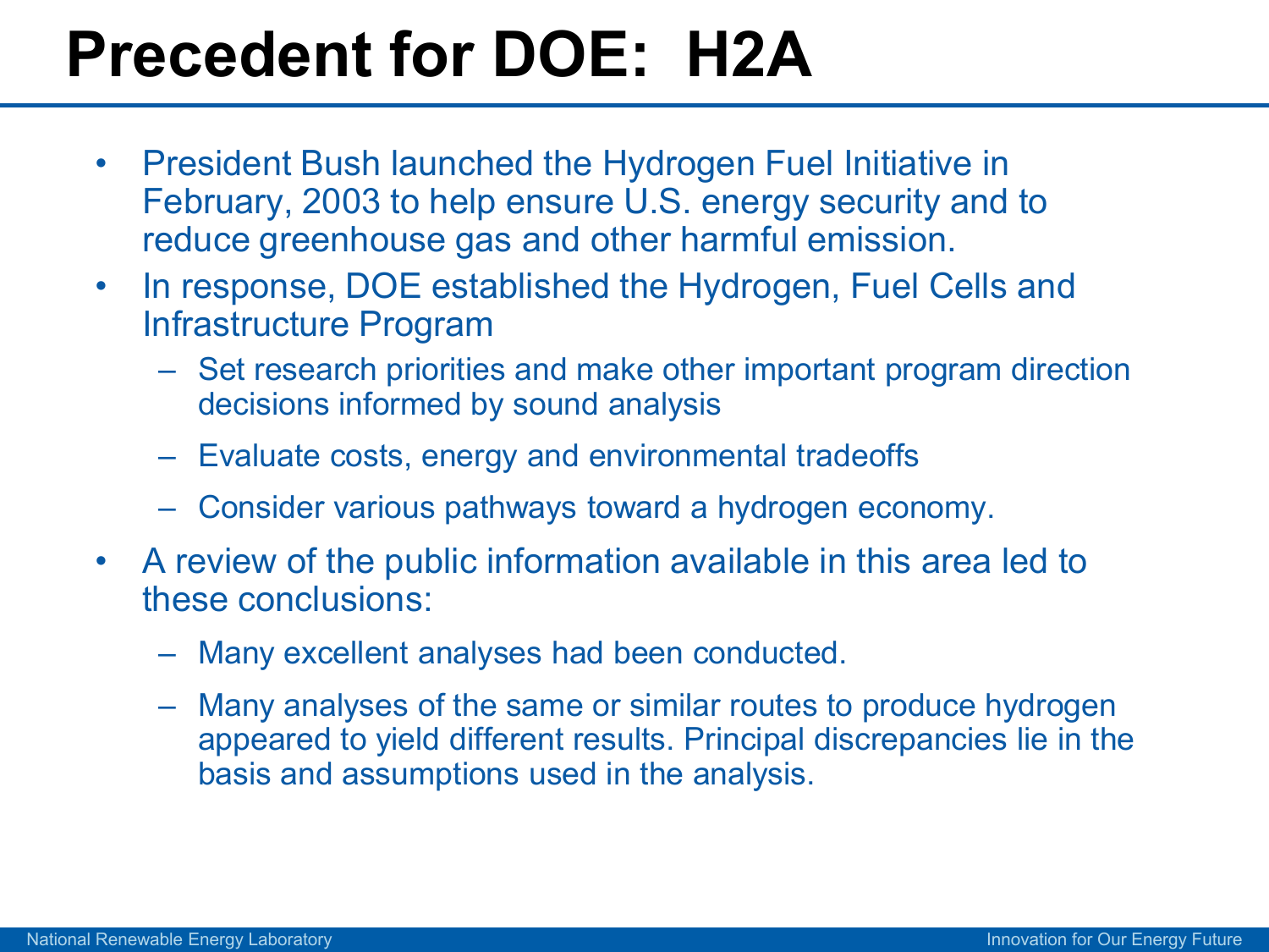# Precedent for DOE: H2A

- President Bush launched the Hydrogen Fuel Initiative in February, 2003 to help ensure U.S. energy security and to reduce greenhouse gas and other harmful emission.
- In response, DOE established the Hydrogen, Fuel Cells and Infrastructure Program
  - Set research priorities and make other important program direction decisions informed by sound analysis
  - Evaluate costs, energy and environmental tradeoffs
  - Consider various pathways toward a hydrogen economy.
- A review of the public information available in this area led to these conclusions:
  - Many excellent analyses had been conducted.
  - Many analyses of the same or similar routes to produce hydrogen appeared to yield different results. Principal discrepancies lie in the basis and assumptions used in the analysis.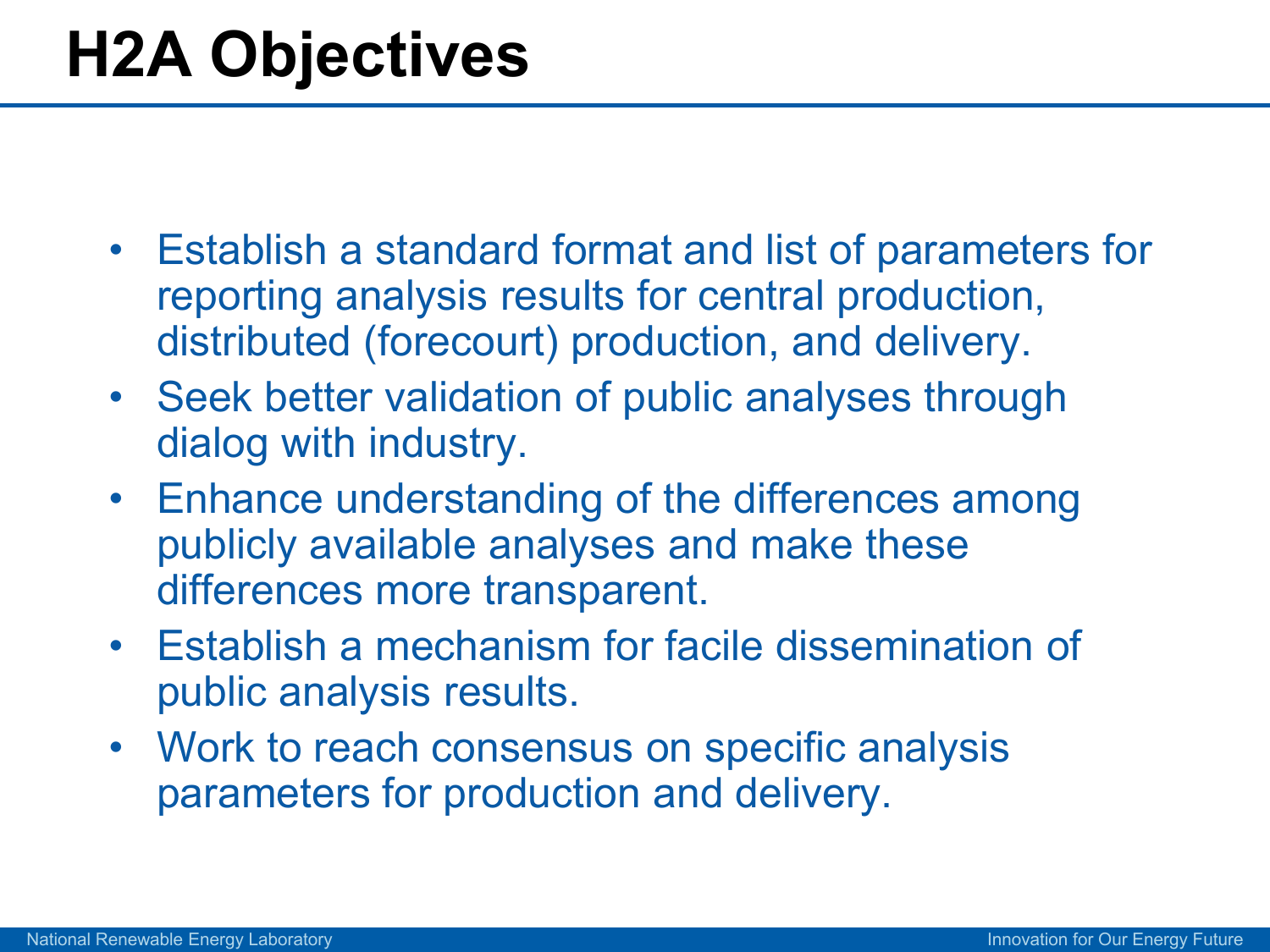# H2A Objectives

- Establish a standard format and list of parameters for reporting analysis results for central production, distributed (forecourt) production, and delivery.
- Seek better validation of public analyses through dialog with industry.
- Enhance understanding of the differences among publicly available analyses and make these differences more transparent.
- Establish a mechanism for facile dissemination of public analysis results.
- Work to reach consensus on specific analysis parameters for production and delivery.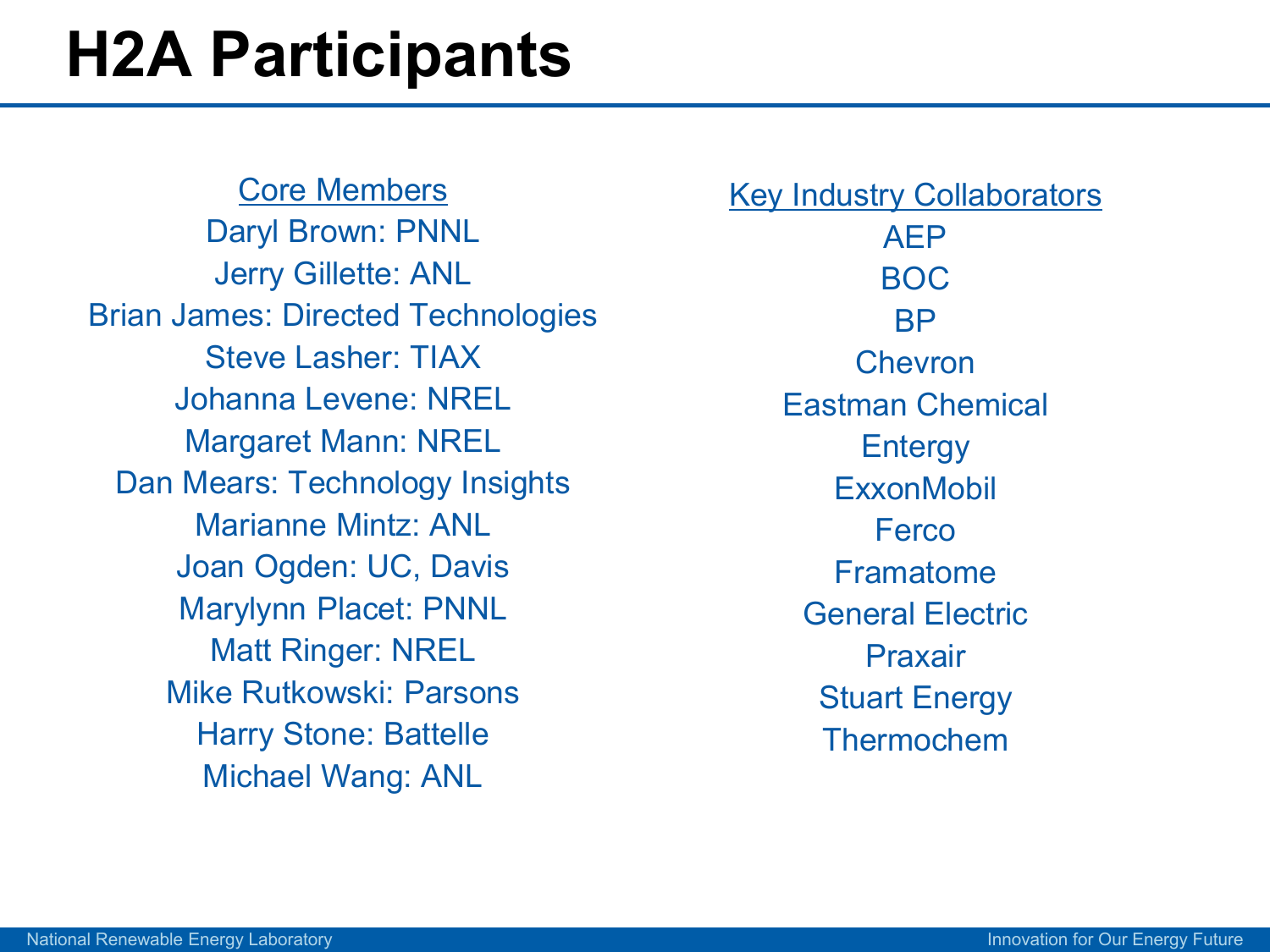# H2A Participants

**Core Members**

Daryl Brown: PNNL
Jerry Gillette: ANL
Brian James: Directed Technologies
Steve Lasher: TIAX
Johanna Levene: NREL
Margaret Mann: NREL
Dan Mears: Technology Insights
Marianne Mintz: ANL
Joan Ogden: UC, Davis
Marylynn Placet: PNNL
Matt Ringer: NREL
Mike Rutkowski: Parsons
Harry Stone: Battelle
Michael Wang: ANL

**Key Industry Collaborators**

AEP
BOC
BP
Chevron
Eastman Chemical
Entergy
ExxonMobil
Ferco
Framatome
General Electric
Praxair
Stuart Energy
Thermochem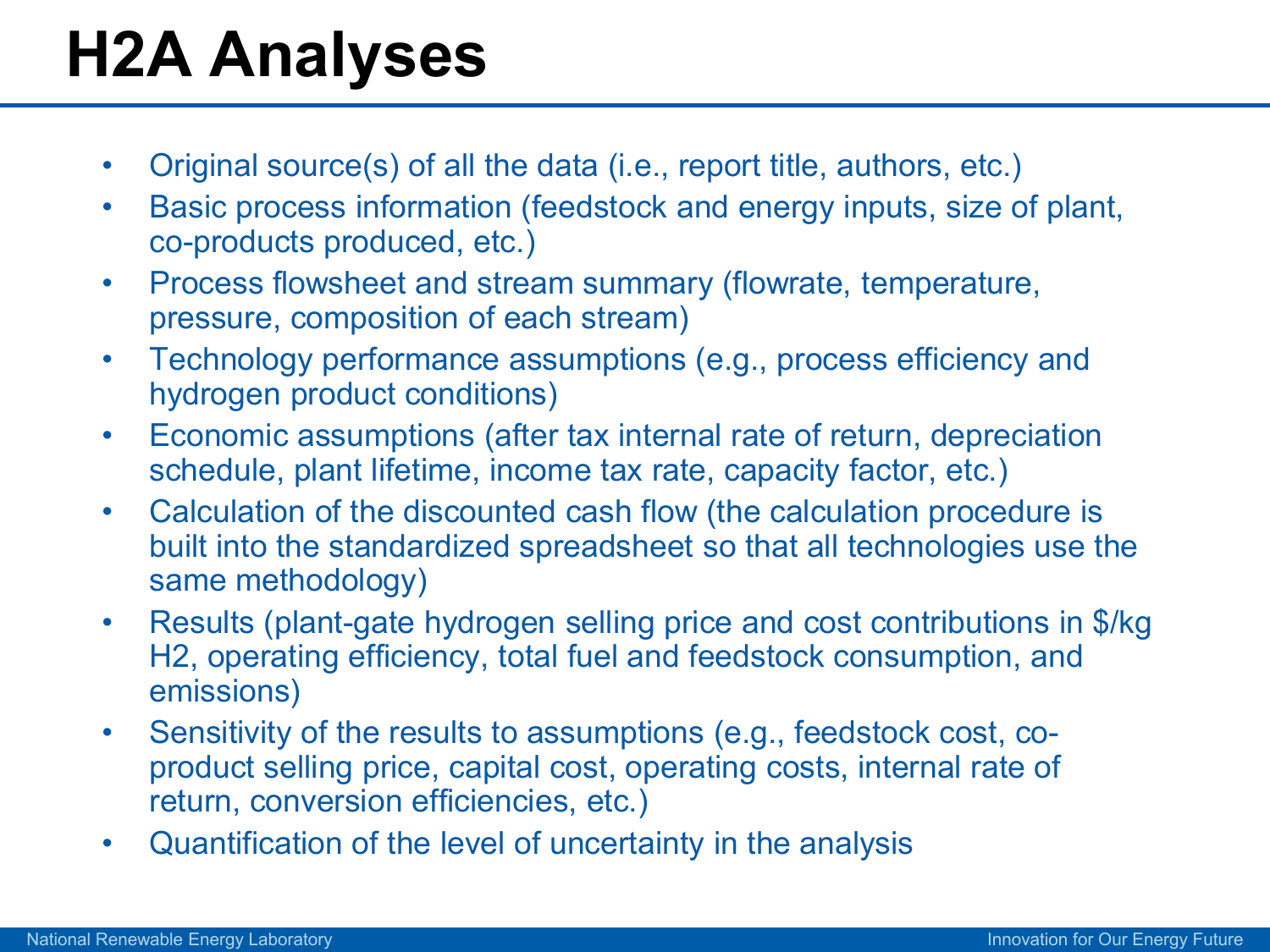# H2A Analyses

- Original source(s) of all the data (i.e., report title, authors, etc.)
- Basic process information (feedstock and energy inputs, size of plant, co-products produced, etc.)
- Process flowsheet and stream summary (flowrate, temperature, pressure, composition of each stream)
- Technology performance assumptions (e.g., process efficiency and hydrogen product conditions)
- Economic assumptions (after tax internal rate of return, depreciation schedule, plant lifetime, income tax rate, capacity factor, etc.)
- Calculation of the discounted cash flow (the calculation procedure is built into the standardized spreadsheet so that all technologies use the same methodology)
- Results (plant-gate hydrogen selling price and cost contributions in \$/kg $H_2$, operating efficiency, total fuel and feedstock consumption, and emissions)
- Sensitivity of the results to assumptions (e.g., feedstock cost, co-product selling price, capital cost, operating costs, internal rate of return, conversion efficiencies, etc.)
- Quantification of the level of uncertainty in the analysis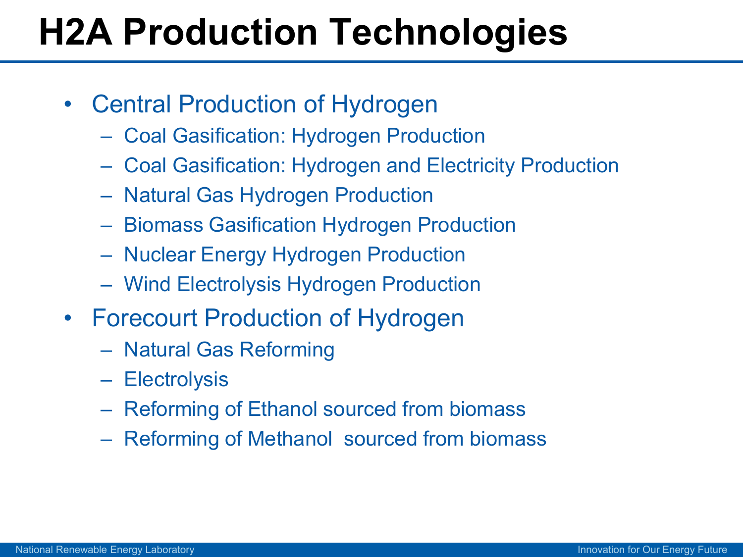# H2A Production Technologies

- Central Production of Hydrogen
  - Coal Gasification: Hydrogen Production
  - Coal Gasification: Hydrogen and Electricity Production
  - Natural Gas Hydrogen Production
  - Biomass Gasification Hydrogen Production
  - Nuclear Energy Hydrogen Production
  - Wind Electrolysis Hydrogen Production
- Forecourt Production of Hydrogen
  - Natural Gas Reforming
  - Electrolysis
  - Reforming of Ethanol sourced from biomass
  - Reforming of Methanol sourced from biomass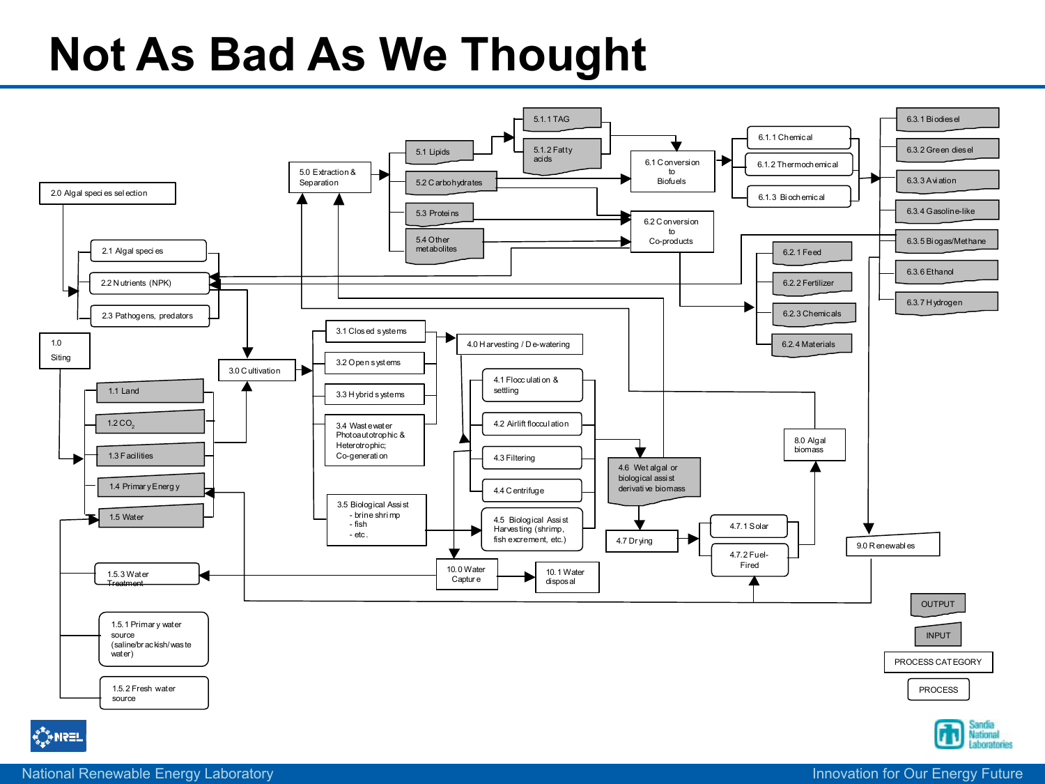# Not As Bad As We Thought

- 1.0 Siting
  - 1.1 Land
  - 1.2 $CO_2$
  - 1.3 Facilities
  - 1.4 Primary Energy
  - 1.5 Water
    - 1.5.1 Primary water source (saline/brackish/waste water)
    - 1.5.2 Fresh water source
    - 1.5.3 Water Treatment
- 2.0 Algal species selection
  - 2.1 Algal species
  - 2.2 Nutrients (NPK)
  - 2.3 Pathogens, predators
- 3.0 Cultivation
  - 3.1 Closed systems
  - 3.2 Open systems
  - 3.3 Hybrid systems
  - 3.4 Wastewater Photoautotrophic & Heterotrophic; Co-generation
  - 3.5 Biological Assist
    - brine shrimp
    - fish
    - etc.
- 4.0 Harvesting / De-watering
  - 4.1 Flocculation & settling
  - 4.2 Airlift flocculation
  - 4.3 Filtering
  - 4.4 Centrifuge
  - 4.5 Biological Assist Harvesting (shrimp, fish excrement, etc.)
  - 4.6 Wet algal or biological assist derivative biomass
  - 4.7 Drying
    - 4.7.1 Solar
    - 4.7.2 Fuel-Fired
- 5.0 Extraction & Separation
  - 5.1 Lipids
    - 5.1.1 TAG
    - 5.1.2 Fatty acids
  - 5.2 Carbohydrates
  - 5.3 Proteins
  - 5.4 Other metabolites
- 6.1 Conversion to Biofuels
  - 6.1.1 Chemical
  - 6.1.2 Thermochemical
  - 6.1.3 Biochemical
- 6.2 Conversion to Co-products
  - 6.2.1 Feed
  - 6.2.2 Fertilizer
  - 6.2.3 Chemicals
  - 6.2.4 Materials
- 6.3.1 Biodiesel
- 6.3.2 Green diesel
- 6.3.3 Aviation
- 6.3.4 Gasoline-like
- 6.3.5 Biogas/Methane
- 6.3.6 Ethanol
- 6.3.7 Hydrogen
- 8.0 Algal biomass
- 9.0 Renewables
- 10.0 Water Capture
- 10.1 Water disposal

Legend: OUTPUT, INPUT, PROCESS CATEGORY, PROCESS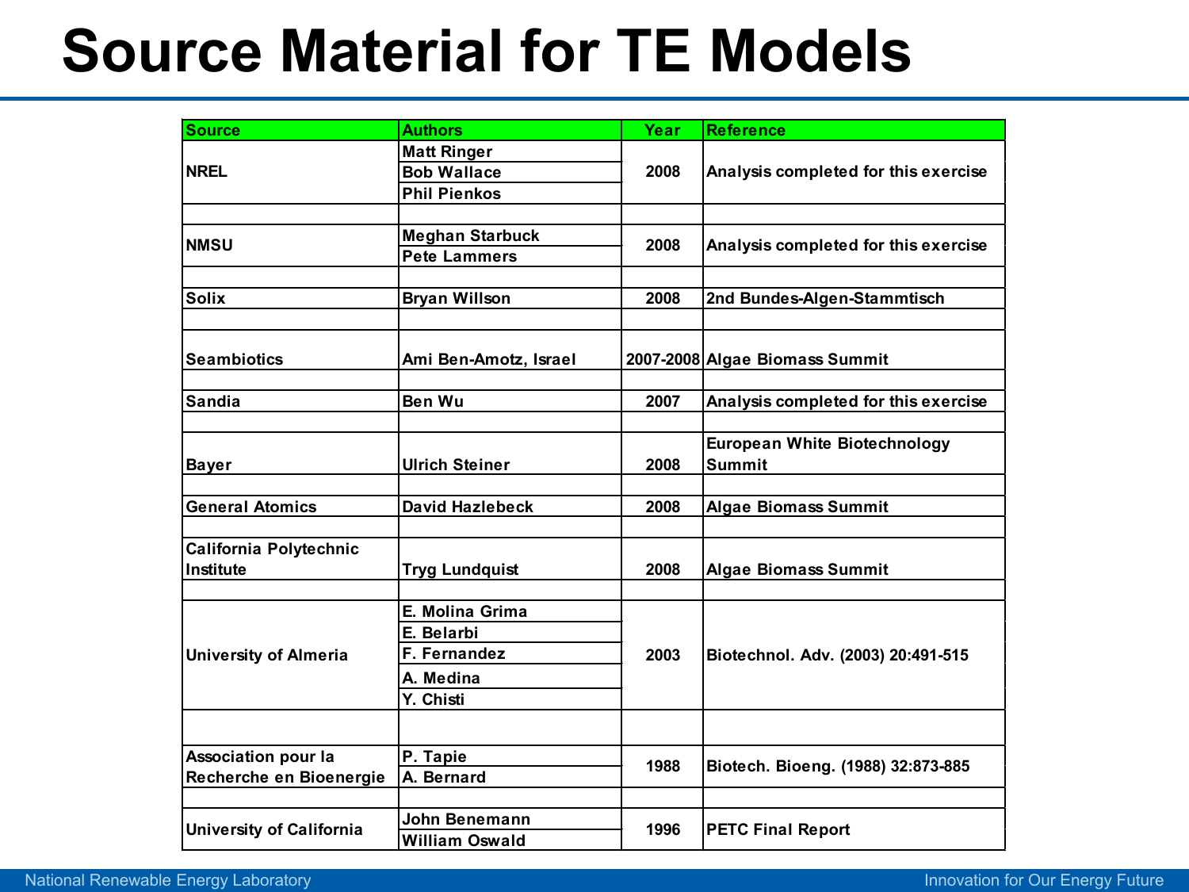# Source Material for TE Models

| Source | Authors | Year | Reference |
|---|---|---|---|
| NREL | Matt Ringer<br>Bob Wallace<br>Phil Pienkos | 2008 | Analysis completed for this exercise |
| NMSU | Meghan Starbuck<br>Pete Lammers | 2008 | Analysis completed for this exercise |
| Solix | Bryan Willson | 2008 | 2nd Bundes-Algen-Stammtisch |
| Seambiotics | Ami Ben-Amotz, Israel | 2007-2008 | Algae Biomass Summit |
| Sandia | Ben Wu | 2007 | Analysis completed for this exercise |
| Bayer | Ulrich Steiner | 2008 | European White Biotechnology Summit |
| General Atomics | David Hazlebeck | 2008 | Algae Biomass Summit |
| California Polytechnic Institute | Tryg Lundquist | 2008 | Algae Biomass Summit |
| University of Almeria | E. Molina Grima<br>E. Belarbi<br>F. Fernandez<br>A. Medina<br>Y. Chisti | 2003 | Biotechnol. Adv. (2003) 20:491-515 |
| Association pour la Recherche en Bioenergie | P. Tapie<br>A. Bernard | 1988 | Biotech. Bioeng. (1988) 32:873-885 |
| University of California | John Benemann<br>William Oswald | 1996 | PETC Final Report |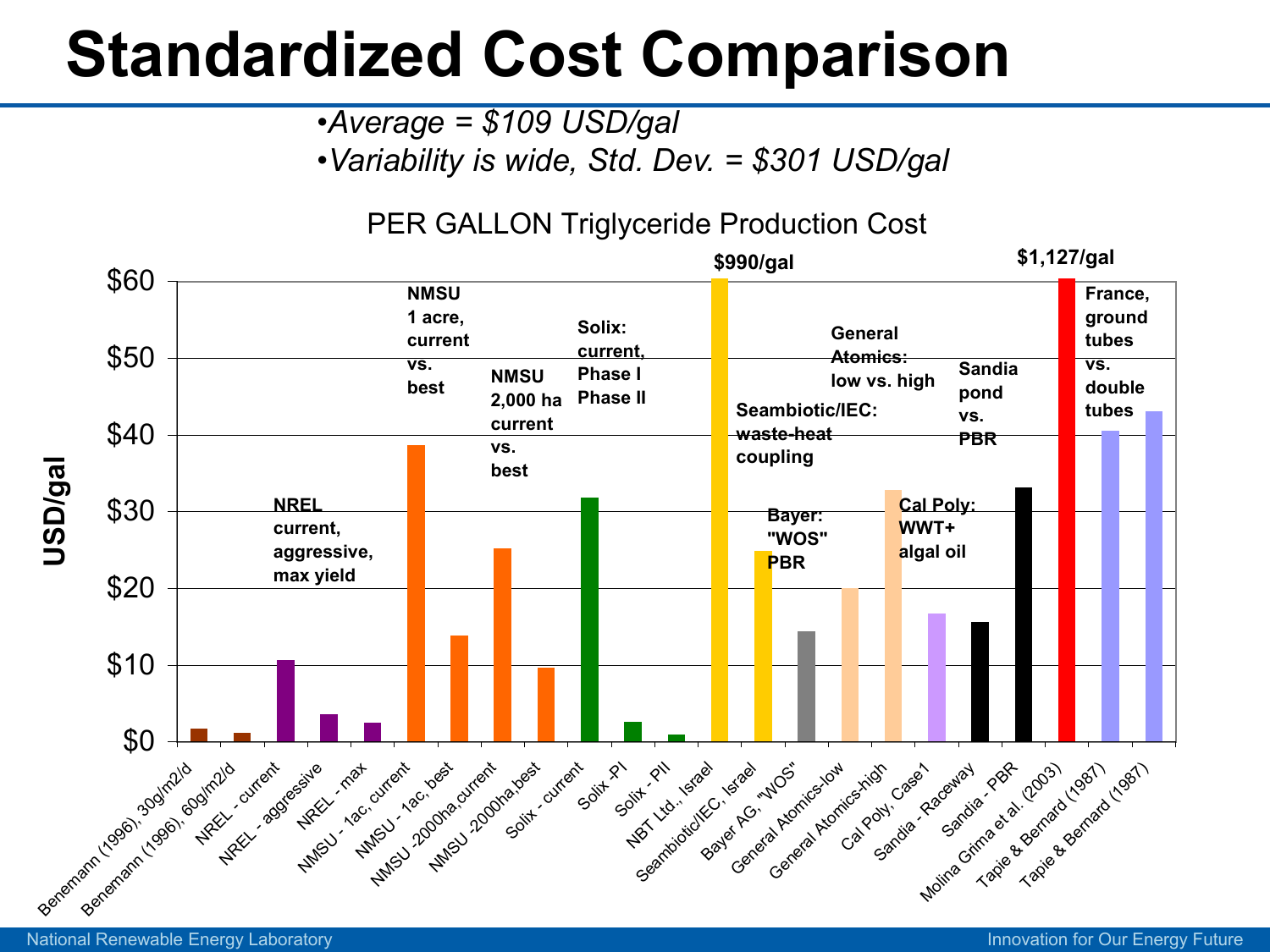# Standardized Cost Comparison

- *Average = $109 USD/gal*
- *Variability is wide, Std. Dev. = $301 USD/gal*

PER GALLON Triglyceride Production Cost

| Study | USD/gal (approx.) | Group note |
|---|---|---|
| Benemann (1996), 30g/m2/d | ~$2 | |
| Benemann (1996), 60g/m2/d | ~$1 | |
| NREL - current | ~$11 | NREL current, aggressive, max yield |
| NREL - aggressive | ~$3.5 | |
| NREL - max | ~$2.5 | |
| NMSU - 1ac, current | ~$39 | NMSU 1 acre, current vs. best |
| NMSU - 1ac, best | ~$14 | |
| NMSU -2000ha,current | ~$25 | NMSU 2,000 ha current vs. best |
| NMSU -2000ha,best | ~$10 | |
| Solix - current | ~$32 | Solix: current, Phase I Phase II |
| Solix -PI | ~$2.5 | |
| Solix - PII | ~$1 | |
| NBT Ltd., Israel | $990/gal | |
| Seambiotic/IEC, Israel | ~$25 | Seambiotic/IEC: waste-heat coupling |
| Bayer AG, "WOS" | ~$14 | Bayer: "WOS" PBR |
| General Atomics-low | ~$20 | General Atomics: low vs. high |
| General Atomics-high | ~$33 | |
| Cal Poly, Case1 | ~$17 | Cal Poly: WWT+ algal oil |
| Sandia - Raceway | ~$16 | Sandia pond vs. PBR |
| Sandia - PBR | ~$33 | |
| Molina Grima et al. (2003) | $1,127/gal | |
| Tapie & Bernard (1987) | ~$41 | France, ground tubes vs. double tubes |
| Tapie & Bernard (1987) | ~$43 | |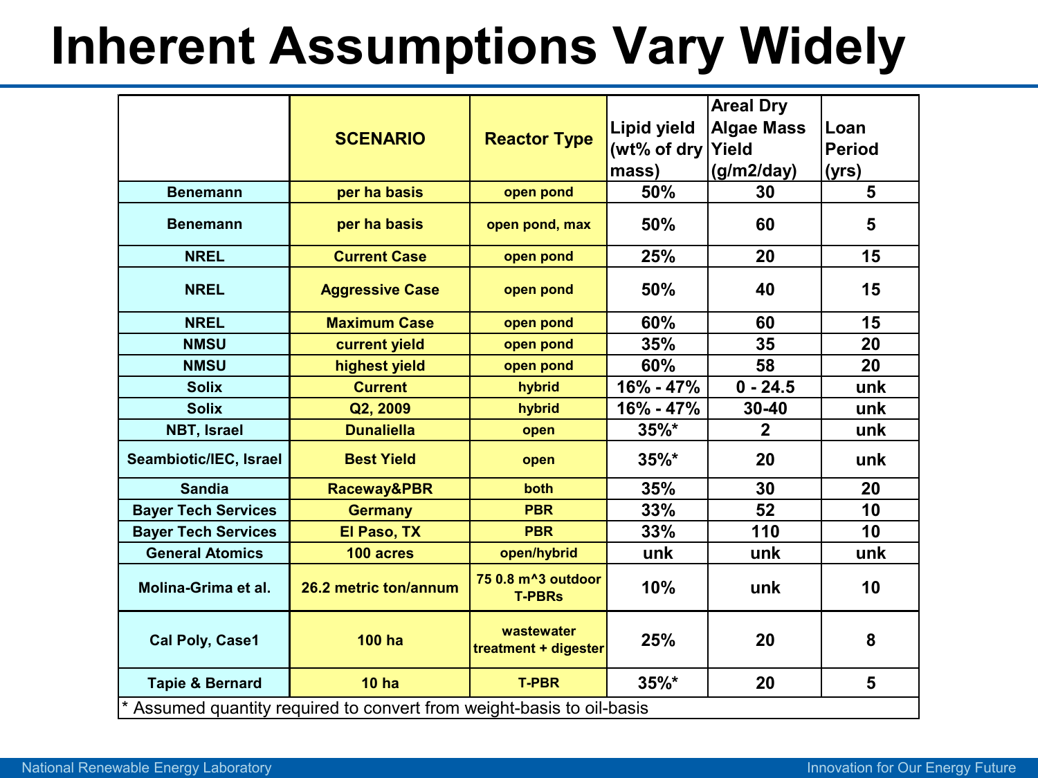# Inherent Assumptions Vary Widely

| | SCENARIO | Reactor Type | Lipid yield (wt% of dry mass) | Areal Dry Algae Mass Yield (g/m2/day) | Loan Period (yrs) |
|---|---|---|---|---|---|
| Benemann | per ha basis | open pond | 50% | 30 | 5 |
| Benemann | per ha basis | open pond, max | 50% | 60 | 5 |
| NREL | Current Case | open pond | 25% | 20 | 15 |
| NREL | Aggressive Case | open pond | 50% | 40 | 15 |
| NREL | Maximum Case | open pond | 60% | 60 | 15 |
| NMSU | current yield | open pond | 35% | 35 | 20 |
| NMSU | highest yield | open pond | 60% | 58 | 20 |
| Solix | Current | hybrid | 16% - 47% | 0 - 24.5 | unk |
| Solix | Q2, 2009 | hybrid | 16% - 47% | 30-40 | unk |
| NBT, Israel | Dunaliella | open | 35%* | 2 | unk |
| Seambiotic/IEC, Israel | Best Yield | open | 35%* | 20 | unk |
| Sandia | Raceway&PBR | both | 35% | 30 | 20 |
| Bayer Tech Services | Germany | PBR | 33% | 52 | 10 |
| Bayer Tech Services | El Paso, TX | PBR | 33% | 110 | 10 |
| General Atomics | 100 acres | open/hybrid | unk | unk | unk |
| Molina-Grima et al. | 26.2 metric ton/annum | 75 0.8 m^3 outdoor T-PBRs | 10% | unk | 10 |
| Cal Poly, Case1 | 100 ha | wastewater treatment + digester | 25% | 20 | 8 |
| Tapie & Bernard | 10 ha | T-PBR | 35%* | 20 | 5 |

* Assumed quantity required to convert from weight-basis to oil-basis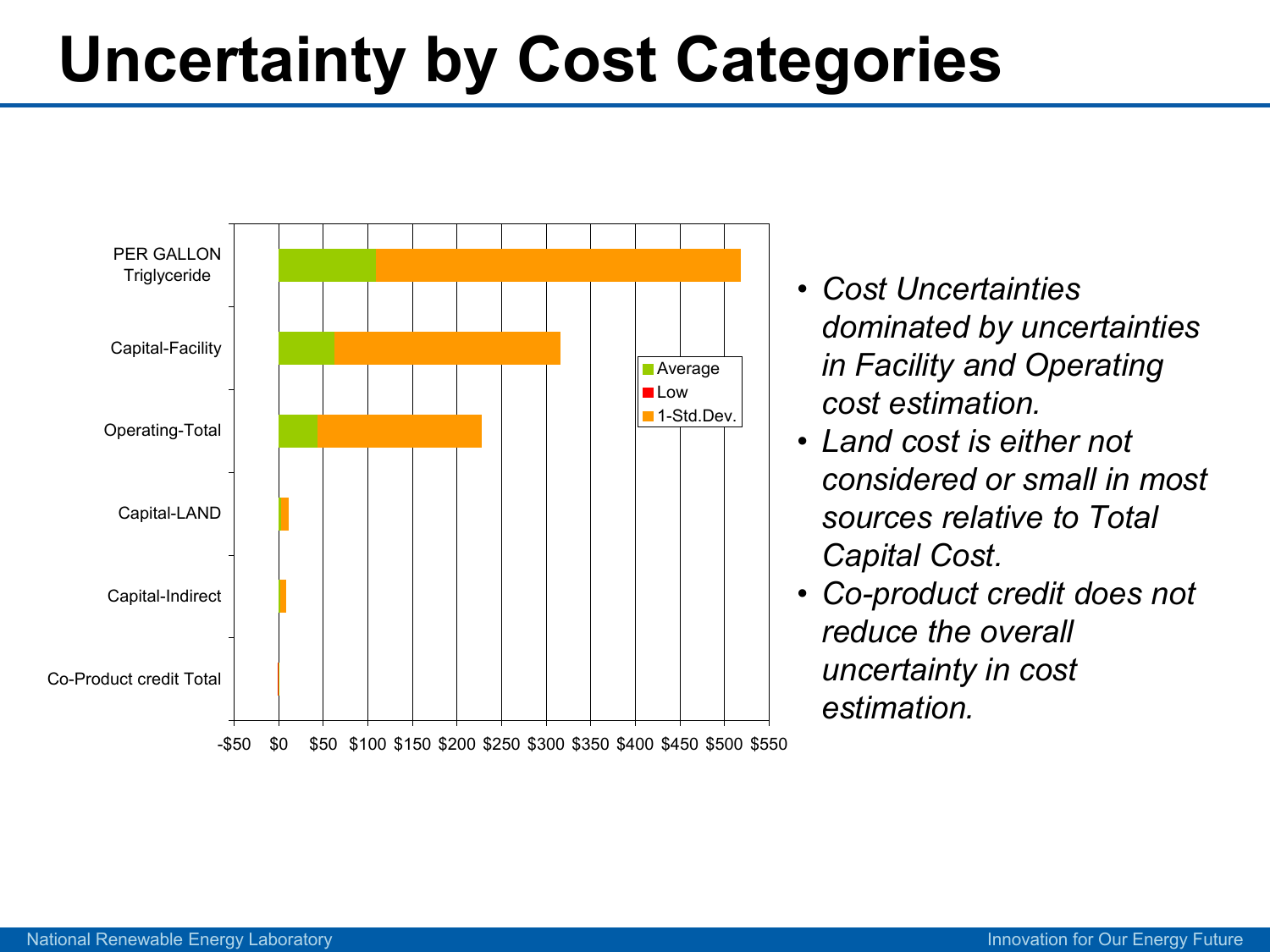# Uncertainty by Cost Categories

PER GALLON Triglyceride

Capital-Facility

Operating-Total

Capital-LAND

Capital-Indirect

Co-Product credit Total

Average

Low

1-Std.Dev.

-$50 $0 $50 $100 $150 $200 $250 $300 $350 $400 $450 $500 $550

- *Cost Uncertainties dominated by uncertainties in Facility and Operating cost estimation.*
- *Land cost is either not considered or small in most sources relative to Total Capital Cost.*
- *Co-product credit does not reduce the overall uncertainty in cost estimation.*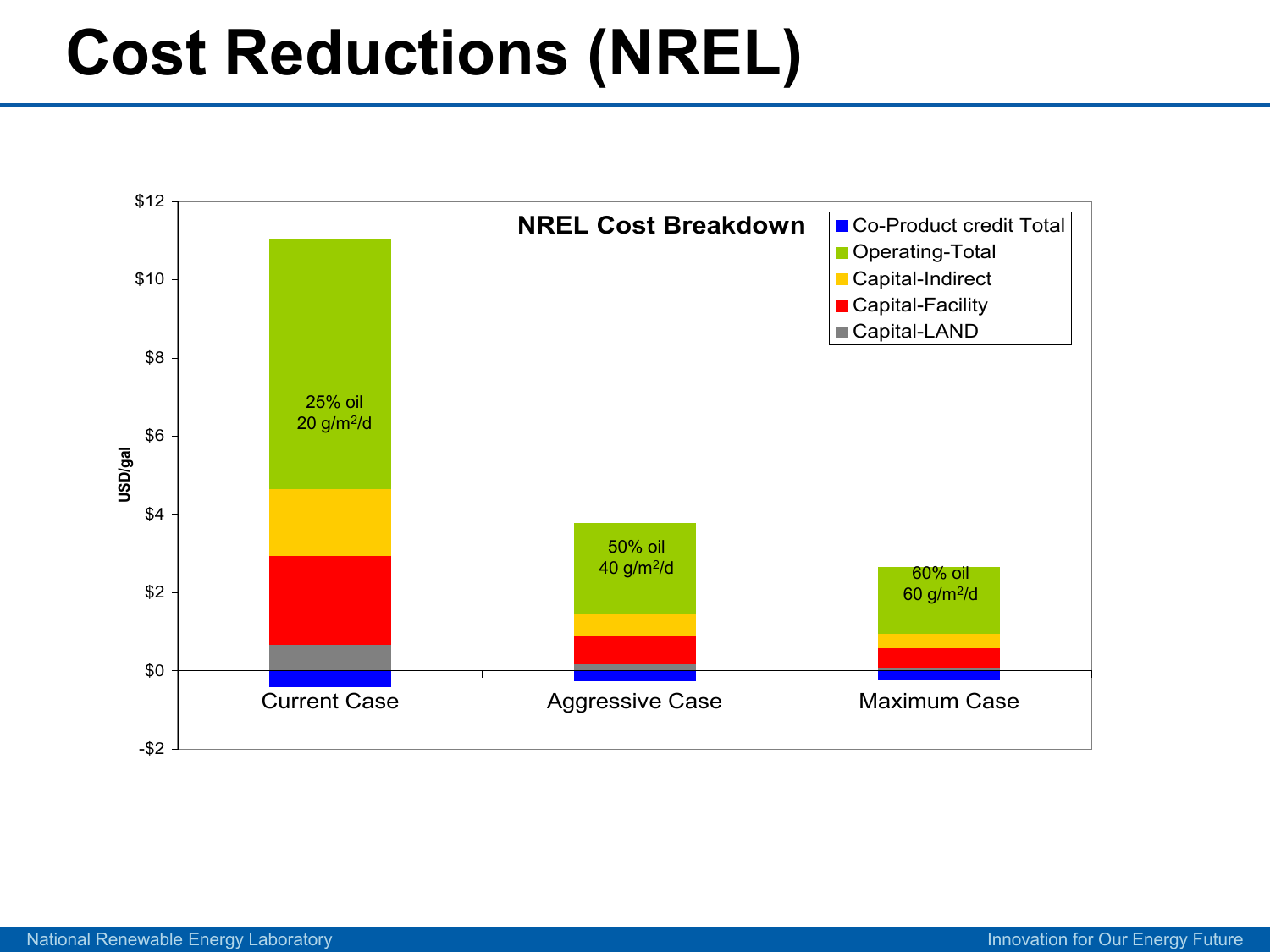# Cost Reductions (NREL)

**NREL Cost Breakdown**

USD/gal

Legend: Co-Product credit Total; Operating-Total; Capital-Indirect; Capital-Facility; Capital-LAND

| | Current Case | Aggressive Case | Maximum Case |
|---|---|---|---|
| Label | 25% oil, 20 $g/m^2/d$ | 50% oil, 40 $g/m^2/d$ | 60% oil, 60 $g/m^2/d$ |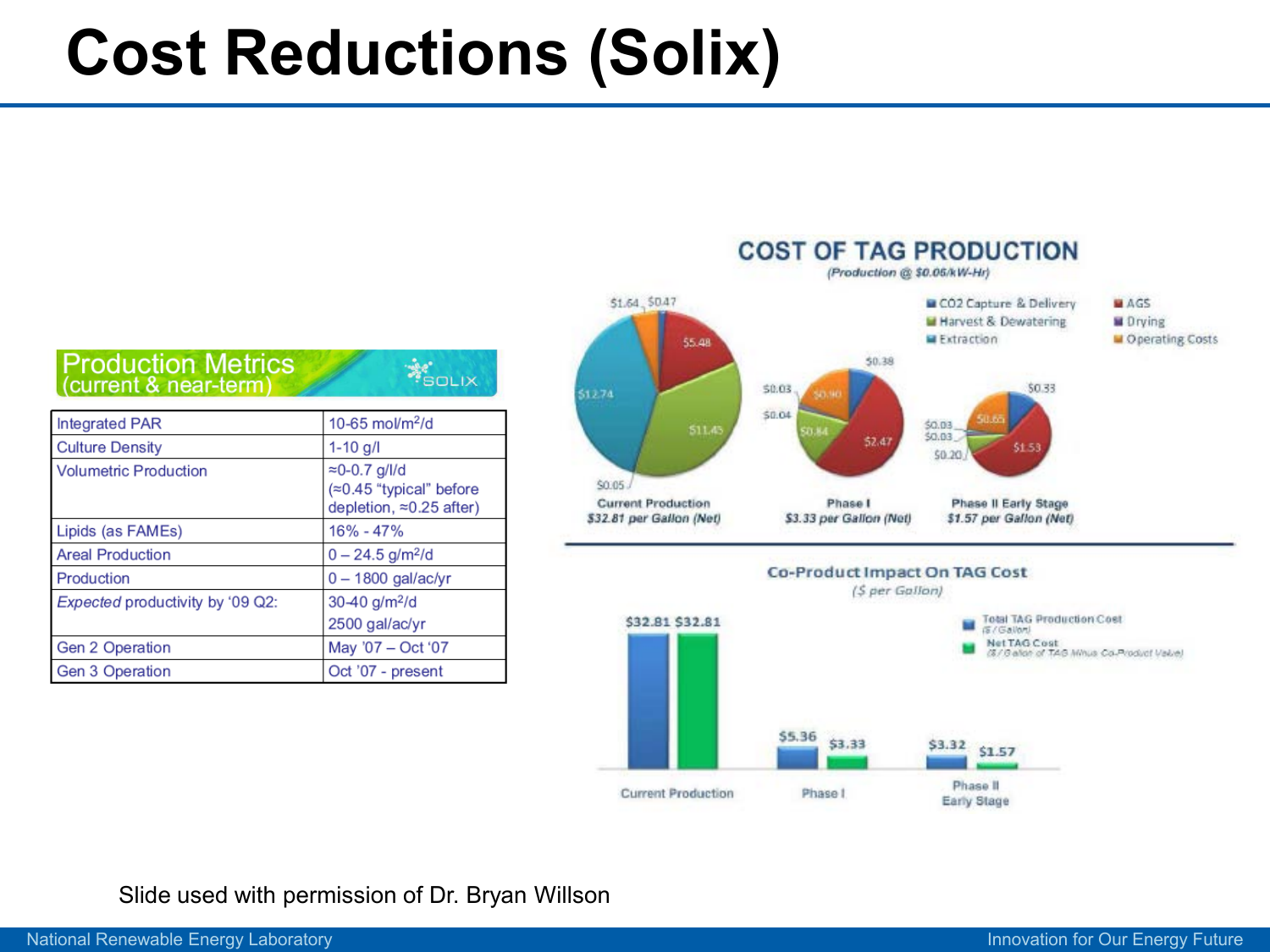# Cost Reductions (Solix)

**Production Metrics**
(current & near-term)

| Integrated PAR | 10-65 mol/m²/d |
|---|---|
| Culture Density | 1-10 g/l |
| Volumetric Production | ≈0-0.7 g/l/d (≈0.45 "typical" before depletion, ≈0.25 after) |
| Lipids (as FAMEs) | 16% - 47% |
| Areal Production | 0 – 24.5 g/m²/d |
| Production | 0 – 1800 gal/ac/yr |
| *Expected* productivity by '09 Q2: | 30-40 g/m²/d<br>2500 gal/ac/yr |
| Gen 2 Operation | May '07 – Oct '07 |
| Gen 3 Operation | Oct '07 - present |

**COST OF TAG PRODUCTION**
*(Production @ $0.06/kW-Hr)*

Legend: CO2 Capture & Delivery; Harvest & Dewatering; Extraction; AGS; Drying; Operating Costs

- Current Production: $32.81 per Gallon (Net) — $12.74, $11.45, $5.48, $1.64, $0.47, $0.05
- Phase I: $3.33 per Gallon (Net) — $2.47, $0.90, $0.84, $0.38, $0.04, $0.03
- Phase II Early Stage: $1.57 per Gallon (Net) — $1.53, $0.65, $0.33, $0.20, $0.03, $0.03

**Co-Product Impact On TAG Cost**
*($ per Gallon)*

| | Total TAG Production Cost ($/Gallon) | Net TAG Cost ($/Gallon of TAG Minus Co-Product Value) |
|---|---|---|
| Current Production | $32.81 | $32.81 |
| Phase I | $5.36 | $3.33 |
| Phase II Early Stage | $3.32 | $1.57 |

Slide used with permission of Dr. Bryan Willson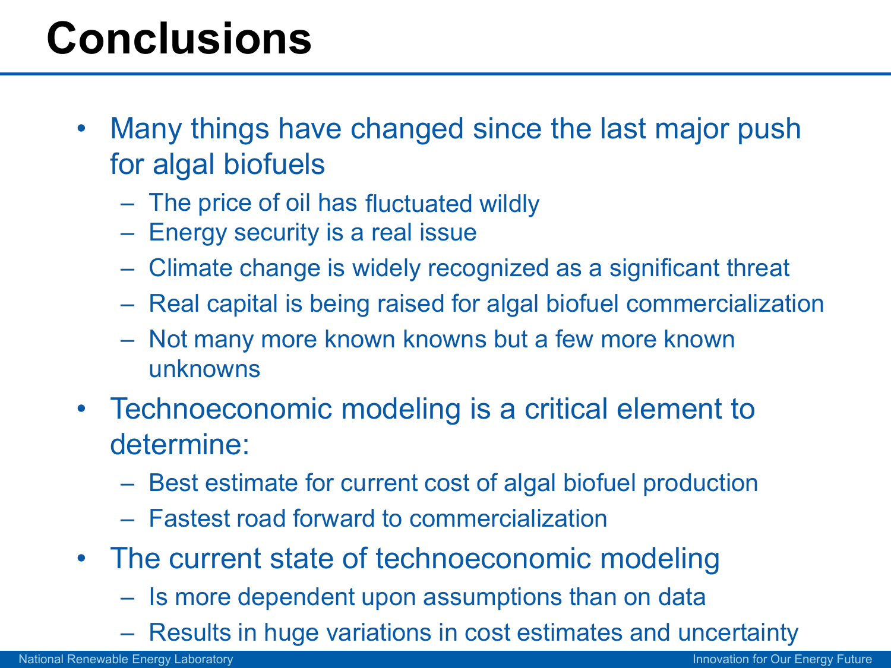# Conclusions

- Many things have changed since the last major push for algal biofuels
  - The price of oil has fluctuated wildly
  - Energy security is a real issue
  - Climate change is widely recognized as a significant threat
  - Real capital is being raised for algal biofuel commercialization
  - Not many more known knowns but a few more known unknowns
- Technoeconomic modeling is a critical element to determine:
  - Best estimate for current cost of algal biofuel production
  - Fastest road forward to commercialization
- The current state of technoeconomic modeling
  - Is more dependent upon assumptions than on data
  - Results in huge variations in cost estimates and uncertainty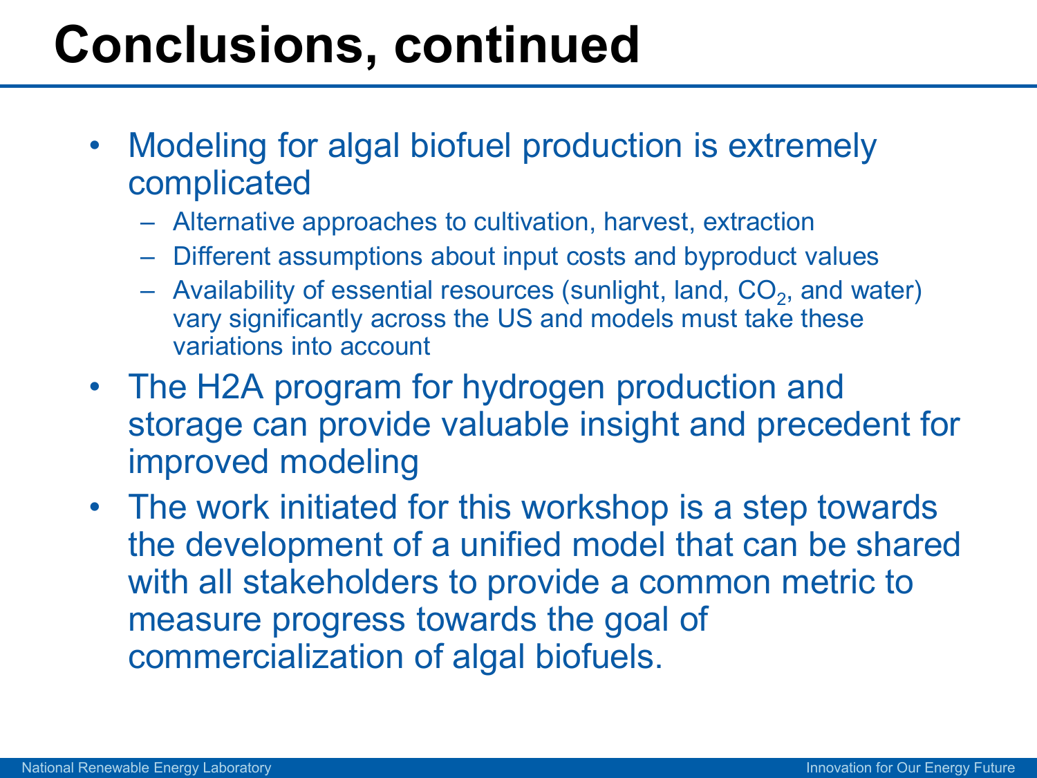# Conclusions, continued

- Modeling for algal biofuel production is extremely complicated
  - Alternative approaches to cultivation, harvest, extraction
  - Different assumptions about input costs and byproduct values
  - Availability of essential resources (sunlight, land, $CO_2$, and water) vary significantly across the US and models must take these variations into account
- The H2A program for hydrogen production and storage can provide valuable insight and precedent for improved modeling
- The work initiated for this workshop is a step towards the development of a unified model that can be shared with all stakeholders to provide a common metric to measure progress towards the goal of commercialization of algal biofuels.